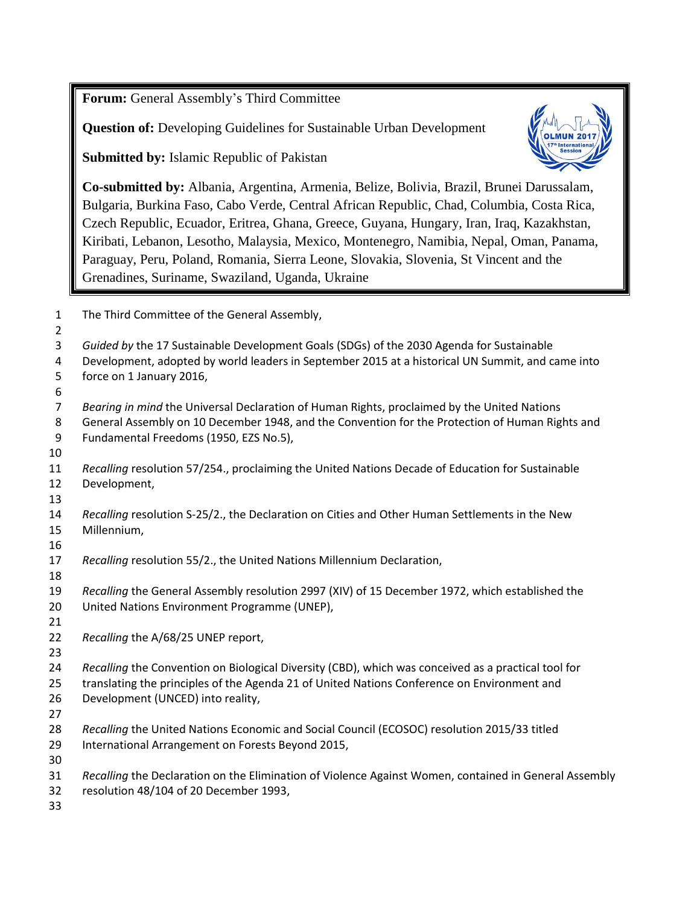**Forum:** General Assembly's Third Committee

**Question of:** Developing Guidelines for Sustainable Urban Development

**Submitted by:** Islamic Republic of Pakistan

**Co-submitted by:** Albania, Argentina, Armenia, Belize, Bolivia, Brazil, Brunei Darussalam, Bulgaria, Burkina Faso, Cabo Verde, Central African Republic, Chad, Columbia, Costa Rica, Czech Republic, Ecuador, Eritrea, Ghana, Greece, Guyana, Hungary, Iran, Iraq, Kazakhstan, Kiribati, Lebanon, Lesotho, Malaysia, Mexico, Montenegro, Namibia, Nepal, Oman, Panama, Paraguay, Peru, Poland, Romania, Sierra Leone, Slovakia, Slovenia, St Vincent and the Grenadines, Suriname, Swaziland, Uganda, Ukraine

The Third Committee of the General Assembly,

*Guided by* the 17 Sustainable Development Goals (SDGs) of the 2030 Agenda for Sustainable Development, adopted by world leaders in September 2015 at a historical UN Summit, and came into force on 1 January 2016,

*Bearing in mind* the Universal Declaration of Human Rights, proclaimed by the United Nations General Assembly on 10 December 1948, and the Convention for the Protection of Human Rights and Fundamental Freedoms (1950, EZS No.5),

*Recalling* resolution 57/254., proclaiming the United Nations Decade of Education for Sustainable Development,

*Recalling* resolution S-25/2., the Declaration on Cities and Other Human Settlements in the New Millennium,

*Recalling* resolution 55/2., the United Nations Millennium Declaration,

*Recalling* the General Assembly resolution 2997 (XIV) of 15 December 1972, which established the United Nations Environment Programme (UNEP),

*Recalling* the A/68/25 UNEP report,

*Recalling* the Convention on Biological Diversity (CBD), which was conceived as a practical tool for translating the principles of the Agenda 21 of United Nations Conference on Environment and Development (UNCED) into reality,

*Recalling* the United Nations Economic and Social Council (ECOSOC) resolution 2015/33 titled International Arrangement on Forests Beyond 2015,

*Recalling* the Declaration on the Elimination of Violence Against Women, contained in General Assembly resolution 48/104 of 20 December 1993,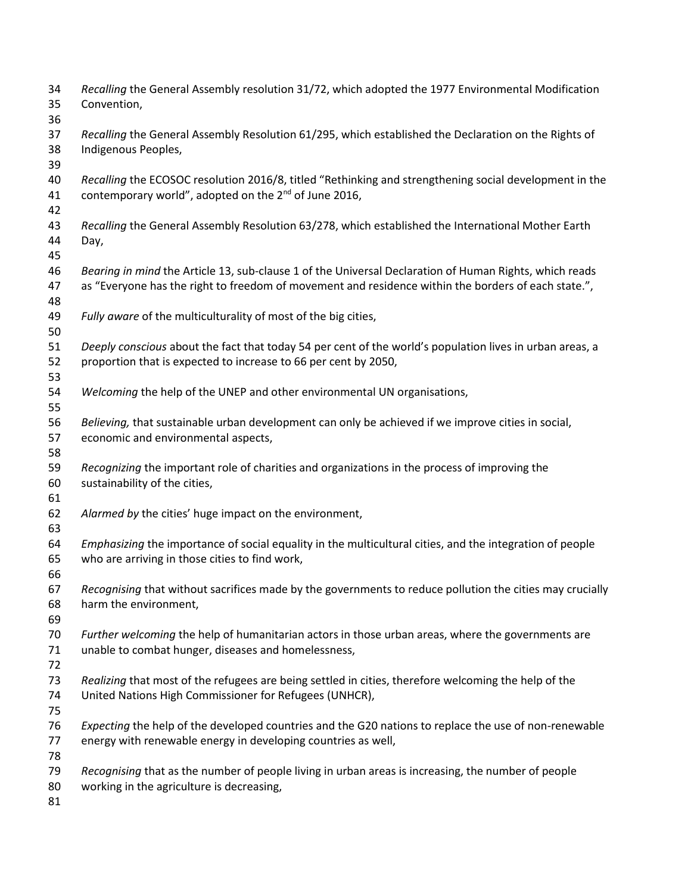*Recalling* the General Assembly resolution 31/72, which adopted the 1977 Environmental Modification Convention,

*Recalling* the General Assembly Resolution 61/295, which established the Declaration on the Rights of Indigenous Peoples,

*Recalling* the ECOSOC resolution 2016/8, titled "Rethinking and strengthening social development in the contemporary world", adopted on the 2nd of June 2016,

*Recalling* the General Assembly Resolution 63/278, which established the International Mother Earth Day,

*Bearing in mind* the Article 13, sub-clause 1 of the Universal Declaration of Human Rights, which reads as "Everyone has the right to freedom of movement and residence within the borders of each state.",

*Fully aware* of the multiculturality of most of the big cities,

*Deeply conscious* about the fact that today 54 per cent of the world's population lives in urban areas, a proportion that is expected to increase to 66 per cent by 2050,

*Welcoming* the help of the UNEP and other environmental UN organisations,

*Believing,* that sustainable urban development can only be achieved if we improve cities in social, economic and environmental aspects,

*Recognizing* the important role of charities and organizations in the process of improving the sustainability of the cities,

*Alarmed by* the cities' huge impact on the environment,

*Emphasizing* the importance of social equality in the multicultural cities, and the integration of people who are arriving in those cities to find work,

*Recognising* that without sacrifices made by the governments to reduce pollution the cities may crucially harm the environment,

*Further welcoming* the help of humanitarian actors in those urban areas, where the governments are unable to combat hunger, diseases and homelessness,

*Realizing* that most of the refugees are being settled in cities, therefore welcoming the help of the United Nations High Commissioner for Refugees (UNHCR),

*Expecting* the help of the developed countries and the G20 nations to replace the use of non-renewable energy with renewable energy in developing countries as well,

*Recognising* that as the number of people living in urban areas is increasing, the number of people working in the agriculture is decreasing,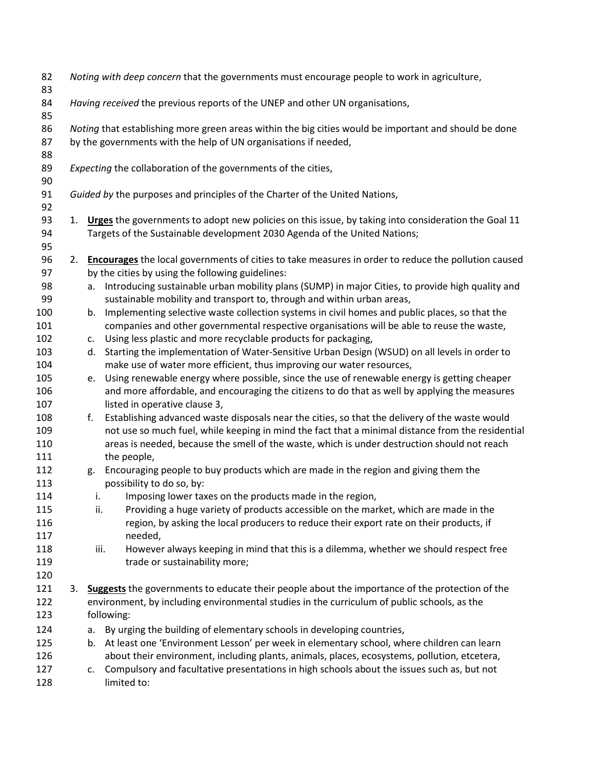*Noting with deep concern* that the governments must encourage people to work in agriculture,

*Having received* the previous reports of the UNEP and other UN organisations,

*Noting* that establishing more green areas within the big cities would be important and should be done by the governments with the help of UN organisations if needed,

*Expecting* the collaboration of the governments of the cities,

*Guided by* the purposes and principles of the Charter of the United Nations,

1. **Urges** the governments to adopt new policies on this issue, by taking into consideration the Goal 11 Targets of the Sustainable development 2030 Agenda of the United Nations;

2. **Encourages** the local governments of cities to take measures in order to reduce the pollution caused by the cities by using the following guidelines:
   a. Introducing sustainable urban mobility plans (SUMP) in major Cities, to provide high quality and sustainable mobility and transport to, through and within urban areas,
   b. Implementing selective waste collection systems in civil homes and public places, so that the companies and other governmental respective organisations will be able to reuse the waste,
   c. Using less plastic and more recyclable products for packaging,
   d. Starting the implementation of Water-Sensitive Urban Design (WSUD) on all levels in order to make use of water more efficient, thus improving our water resources,
   e. Using renewable energy where possible, since the use of renewable energy is getting cheaper and more affordable, and encouraging the citizens to do that as well by applying the measures listed in operative clause 3,
   f. Establishing advanced waste disposals near the cities, so that the delivery of the waste would not use so much fuel, while keeping in mind the fact that a minimal distance from the residential areas is needed, because the smell of the waste, which is under destruction should not reach the people,
   g. Encouraging people to buy products which are made in the region and giving them the possibility to do so, by:
      i. Imposing lower taxes on the products made in the region,
      ii. Providing a huge variety of products accessible on the market, which are made in the region, by asking the local producers to reduce their export rate on their products, if needed,
      iii. However always keeping in mind that this is a dilemma, whether we should respect free trade or sustainability more;

3. **Suggests** the governments to educate their people about the importance of the protection of the environment, by including environmental studies in the curriculum of public schools, as the following:
   a. By urging the building of elementary schools in developing countries,
   b. At least one 'Environment Lesson' per week in elementary school, where children can learn about their environment, including plants, animals, places, ecosystems, pollution, etcetera,
   c. Compulsory and facultative presentations in high schools about the issues such as, but not limited to: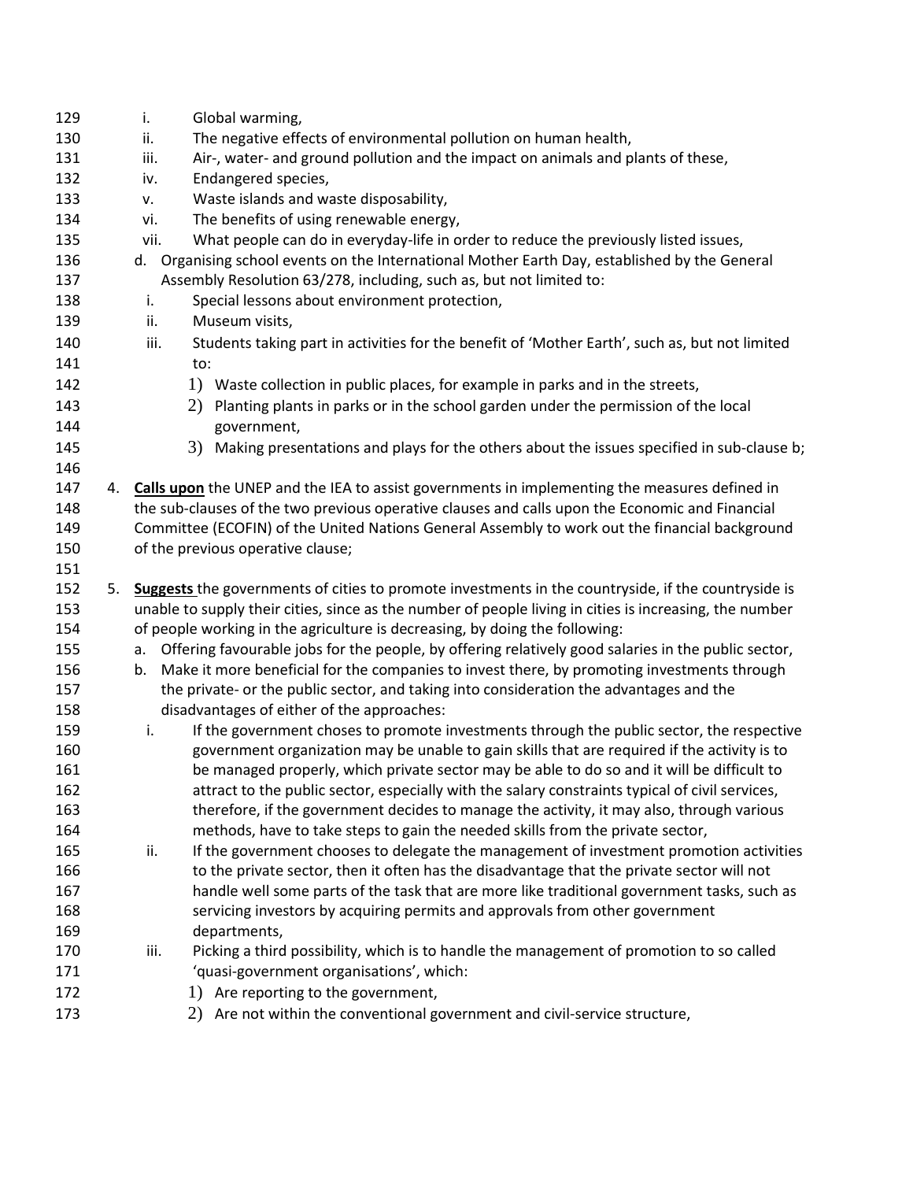i. Global warming,
   ii. The negative effects of environmental pollution on human health,
   iii. Air-, water- and ground pollution and the impact on animals and plants of these,
   iv. Endangered species,
   v. Waste islands and waste disposability,
   vi. The benefits of using renewable energy,
   vii. What people can do in everyday-life in order to reduce the previously listed issues,

d. Organising school events on the International Mother Earth Day, established by the General Assembly Resolution 63/278, including, such as, but not limited to:
   i. Special lessons about environment protection,
   ii. Museum visits,
   iii. Students taking part in activities for the benefit of 'Mother Earth', such as, but not limited to:
      1) Waste collection in public places, for example in parks and in the streets,
      2) Planting plants in parks or in the school garden under the permission of the local government,
      3) Making presentations and plays for the others about the issues specified in sub-clause b;

4. **Calls upon** the UNEP and the IEA to assist governments in implementing the measures defined in the sub-clauses of the two previous operative clauses and calls upon the Economic and Financial Committee (ECOFIN) of the United Nations General Assembly to work out the financial background of the previous operative clause;

5. **Suggests** the governments of cities to promote investments in the countryside, if the countryside is unable to supply their cities, since as the number of people living in cities is increasing, the number of people working in the agriculture is decreasing, by doing the following:
   a. Offering favourable jobs for the people, by offering relatively good salaries in the public sector,
   b. Make it more beneficial for the companies to invest there, by promoting investments through the private- or the public sector, and taking into consideration the advantages and the disadvantages of either of the approaches:
      i. If the government choses to promote investments through the public sector, the respective government organization may be unable to gain skills that are required if the activity is to be managed properly, which private sector may be able to do so and it will be difficult to attract to the public sector, especially with the salary constraints typical of civil services, therefore, if the government decides to manage the activity, it may also, through various methods, have to take steps to gain the needed skills from the private sector,
      ii. If the government chooses to delegate the management of investment promotion activities to the private sector, then it often has the disadvantage that the private sector will not handle well some parts of the task that are more like traditional government tasks, such as servicing investors by acquiring permits and approvals from other government departments,
      iii. Picking a third possibility, which is to handle the management of promotion to so called 'quasi-government organisations', which:
         1) Are reporting to the government,
         2) Are not within the conventional government and civil-service structure,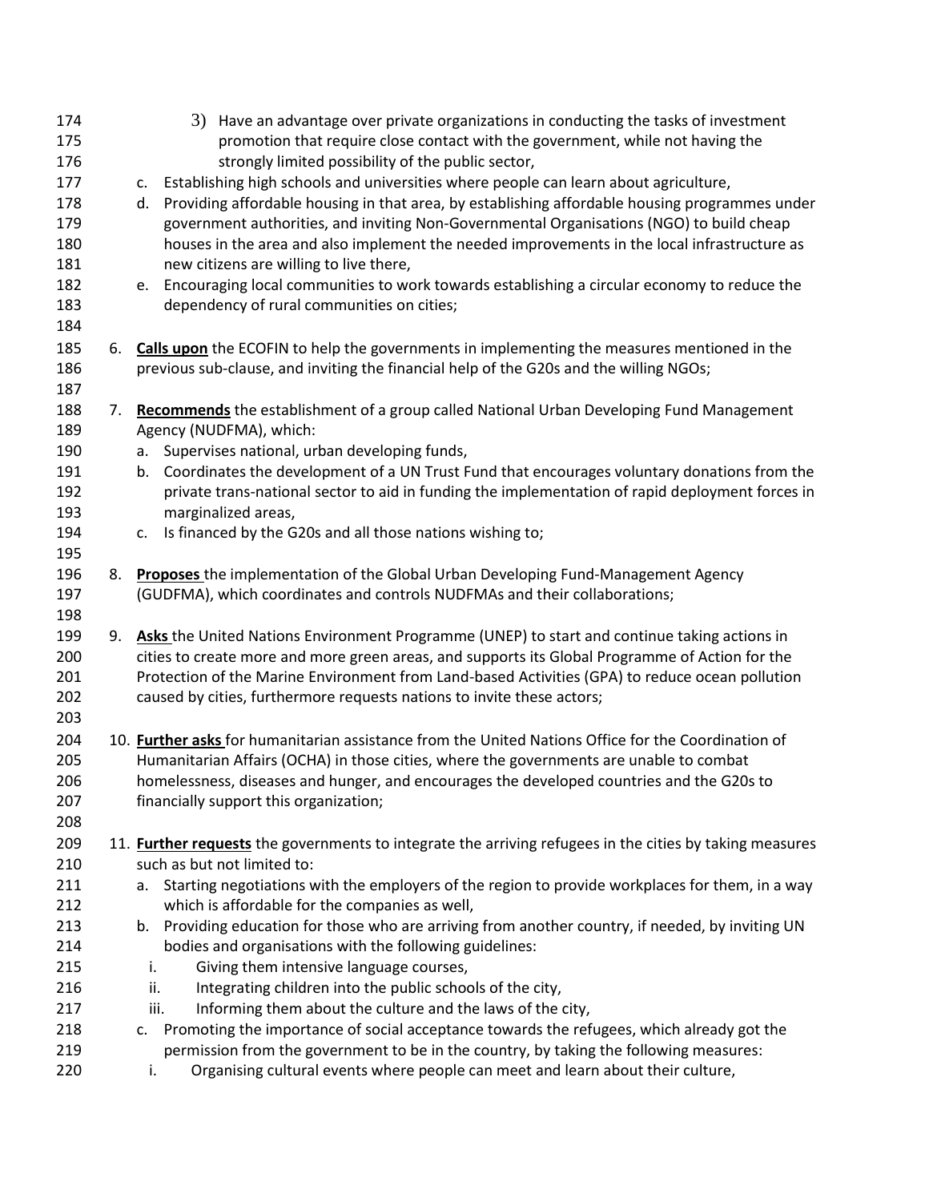3) Have an advantage over private organizations in conducting the tasks of investment promotion that require close contact with the government, while not having the strongly limited possibility of the public sector,

c. Establishing high schools and universities where people can learn about agriculture,

d. Providing affordable housing in that area, by establishing affordable housing programmes under government authorities, and inviting Non-Governmental Organisations (NGO) to build cheap houses in the area and also implement the needed improvements in the local infrastructure as new citizens are willing to live there,

e. Encouraging local communities to work towards establishing a circular economy to reduce the dependency of rural communities on cities;

6. **Calls upon** the ECOFIN to help the governments in implementing the measures mentioned in the previous sub-clause, and inviting the financial help of the G20s and the willing NGOs;

7. **Recommends** the establishment of a group called National Urban Developing Fund Management Agency (NUDFMA), which:
   a. Supervises national, urban developing funds,
   b. Coordinates the development of a UN Trust Fund that encourages voluntary donations from the private trans-national sector to aid in funding the implementation of rapid deployment forces in marginalized areas,
   c. Is financed by the G20s and all those nations wishing to;

8. **Proposes** the implementation of the Global Urban Developing Fund-Management Agency (GUDFMA), which coordinates and controls NUDFMAs and their collaborations;

9. **Asks** the United Nations Environment Programme (UNEP) to start and continue taking actions in cities to create more and more green areas, and supports its Global Programme of Action for the Protection of the Marine Environment from Land-based Activities (GPA) to reduce ocean pollution caused by cities, furthermore requests nations to invite these actors;

10. **Further asks** for humanitarian assistance from the United Nations Office for the Coordination of Humanitarian Affairs (OCHA) in those cities, where the governments are unable to combat homelessness, diseases and hunger, and encourages the developed countries and the G20s to financially support this organization;

11. **Further requests** the governments to integrate the arriving refugees in the cities by taking measures such as but not limited to:
    a. Starting negotiations with the employers of the region to provide workplaces for them, in a way which is affordable for the companies as well,
    b. Providing education for those who are arriving from another country, if needed, by inviting UN bodies and organisations with the following guidelines:
       i. Giving them intensive language courses,
       ii. Integrating children into the public schools of the city,
       iii. Informing them about the culture and the laws of the city,
    c. Promoting the importance of social acceptance towards the refugees, which already got the permission from the government to be in the country, by taking the following measures:
       i. Organising cultural events where people can meet and learn about their culture,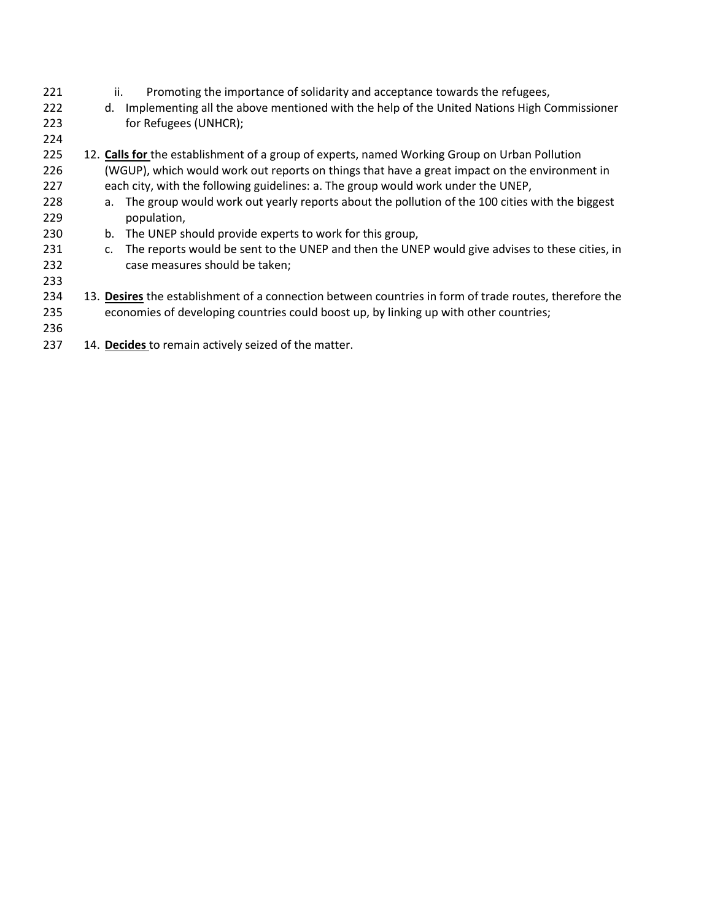ii. Promoting the importance of solidarity and acceptance towards the refugees,

d. Implementing all the above mentioned with the help of the United Nations High Commissioner for Refugees (UNHCR);

12. **Calls for** the establishment of a group of experts, named Working Group on Urban Pollution (WGUP), which would work out reports on things that have a great impact on the environment in each city, with the following guidelines: a. The group would work under the UNEP,
    a. The group would work out yearly reports about the pollution of the 100 cities with the biggest population,
    b. The UNEP should provide experts to work for this group,
    c. The reports would be sent to the UNEP and then the UNEP would give advises to these cities, in case measures should be taken;

13. **Desires** the establishment of a connection between countries in form of trade routes, therefore the economies of developing countries could boost up, by linking up with other countries;

14. **Decides** to remain actively seized of the matter.